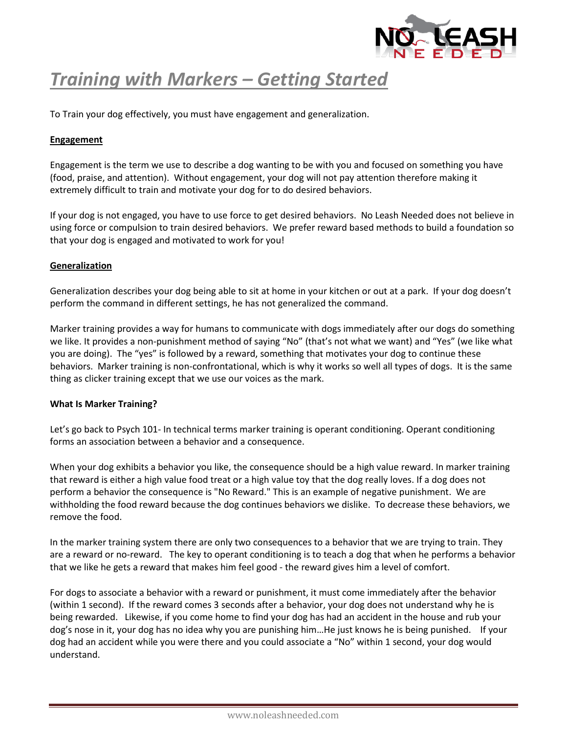# Training with Markers – Getting Started

To Train your dog effectively, you must have engagement and generalization.

**Engagement**

Engagement is the term we use to describe a dog wanting to be with you and focused on something you have (food, praise, and attention). Without engagement, your dog will not pay attention therefore making it extremely difficult to train and motivate your dog for to do desired behaviors.

If your dog is not engaged, you have to use force to get desired behaviors. No Leash Needed does not believe in using force or compulsion to train desired behaviors. We prefer reward based methods to build a foundation so that your dog is engaged and motivated to work for you!

**Generalization**

Generalization describes your dog being able to sit at home in your kitchen or out at a park. If your dog doesn't perform the command in different settings, he has not generalized the command.

Marker training provides a way for humans to communicate with dogs immediately after our dogs do something we like. It provides a non-punishment method of saying "No" (that's not what we want) and "Yes" (we like what you are doing). The "yes" is followed by a reward, something that motivates your dog to continue these behaviors. Marker training is non-confrontational, which is why it works so well all types of dogs. It is the same thing as clicker training except that we use our voices as the mark.

**What Is Marker Training?**

Let's go back to Psych 101- In technical terms marker training is operant conditioning. Operant conditioning forms an association between a behavior and a consequence.

When your dog exhibits a behavior you like, the consequence should be a high value reward. In marker training that reward is either a high value food treat or a high value toy that the dog really loves. If a dog does not perform a behavior the consequence is "No Reward." This is an example of negative punishment. We are withholding the food reward because the dog continues behaviors we dislike. To decrease these behaviors, we remove the food.

In the marker training system there are only two consequences to a behavior that we are trying to train. They are a reward or no-reward. The key to operant conditioning is to teach a dog that when he performs a behavior that we like he gets a reward that makes him feel good - the reward gives him a level of comfort.

For dogs to associate a behavior with a reward or punishment, it must come immediately after the behavior (within 1 second). If the reward comes 3 seconds after a behavior, your dog does not understand why he is being rewarded. Likewise, if you come home to find your dog has had an accident in the house and rub your dog's nose in it, your dog has no idea why you are punishing him…He just knows he is being punished. If your dog had an accident while you were there and you could associate a "No" within 1 second, your dog would understand.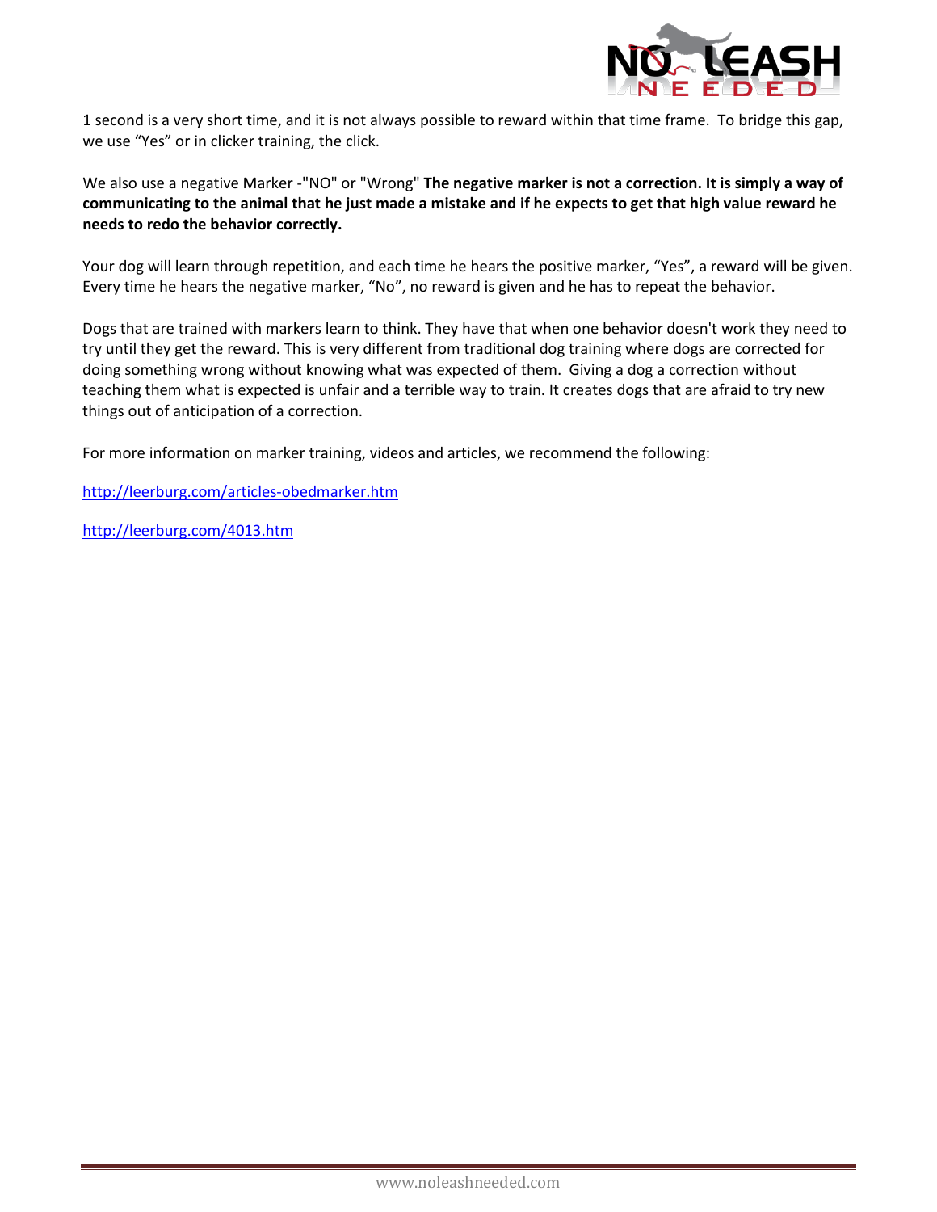1 second is a very short time, and it is not always possible to reward within that time frame. To bridge this gap, we use "Yes" or in clicker training, the click.

We also use a negative Marker -"NO" or "Wrong" **The negative marker is not a correction. It is simply a way of communicating to the animal that he just made a mistake and if he expects to get that high value reward he needs to redo the behavior correctly.**

Your dog will learn through repetition, and each time he hears the positive marker, "Yes", a reward will be given. Every time he hears the negative marker, "No", no reward is given and he has to repeat the behavior.

Dogs that are trained with markers learn to think. They have that when one behavior doesn't work they need to try until they get the reward. This is very different from traditional dog training where dogs are corrected for doing something wrong without knowing what was expected of them. Giving a dog a correction without teaching them what is expected is unfair and a terrible way to train. It creates dogs that are afraid to try new things out of anticipation of a correction.

For more information on marker training, videos and articles, we recommend the following:

http://leerburg.com/articles-obedmarker.htm

http://leerburg.com/4013.htm